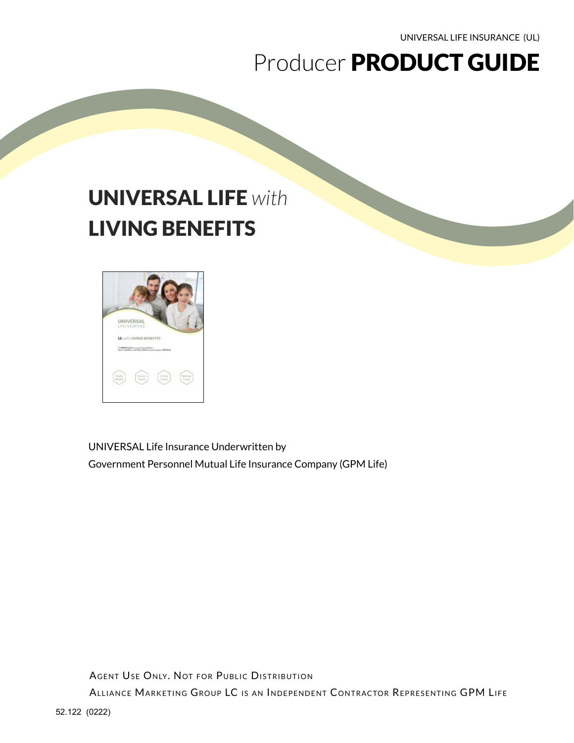UNIVERSAL LIFE INSURANCE (UL)

# Producer **PRODUCT GUIDE**

## **UNIVERSAL LIFE** *with* **LIVING BENEFITS**

UNIVERSAL Life Insurance Underwritten by
Government Personnel Mutual Life Insurance Company (GPM Life)

AGENT USE ONLY. NOT FOR PUBLIC DISTRIBUTION

ALLIANCE MARKETING GROUP LC IS AN INDEPENDENT CONTRACTOR REPRESENTING GPM LIFE

52.122 (0222)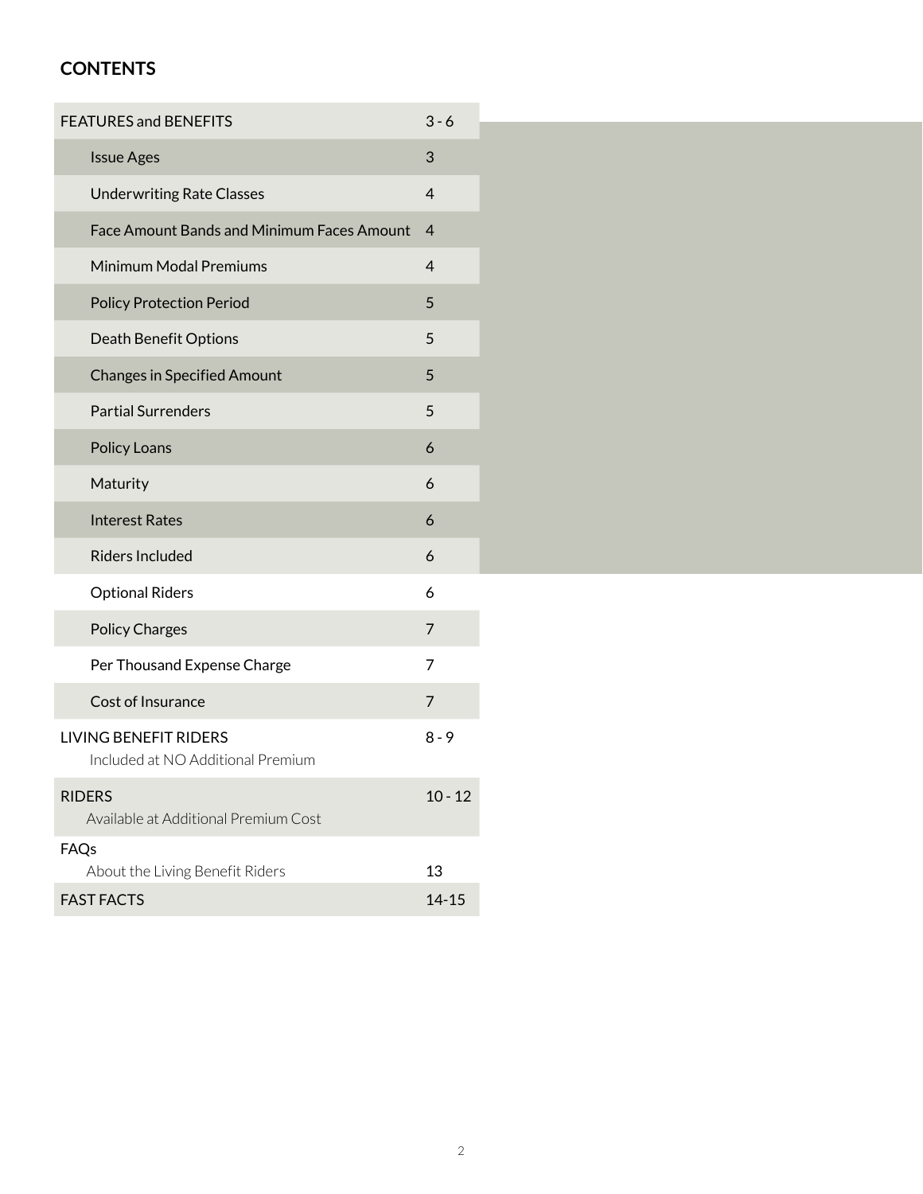## CONTENTS

| | |
|---|---|
| FEATURES and BENEFITS | 3 - 6 |
| Issue Ages | 3 |
| Underwriting Rate Classes | 4 |
| Face Amount Bands and Minimum Faces Amount | 4 |
| Minimum Modal Premiums | 4 |
| Policy Protection Period | 5 |
| Death Benefit Options | 5 |
| Changes in Specified Amount | 5 |
| Partial Surrenders | 5 |
| Policy Loans | 6 |
| Maturity | 6 |
| Interest Rates | 6 |
| Riders Included | 6 |
| Optional Riders | 6 |
| Policy Charges | 7 |
| Per Thousand Expense Charge | 7 |
| Cost of Insurance | 7 |
| LIVING BENEFIT RIDERS<br>Included at NO Additional Premium | 8 - 9 |
| RIDERS<br>Available at Additional Premium Cost | 10 - 12 |
| FAQs<br>About the Living Benefit Riders | 13 |
| FAST FACTS | 14-15 |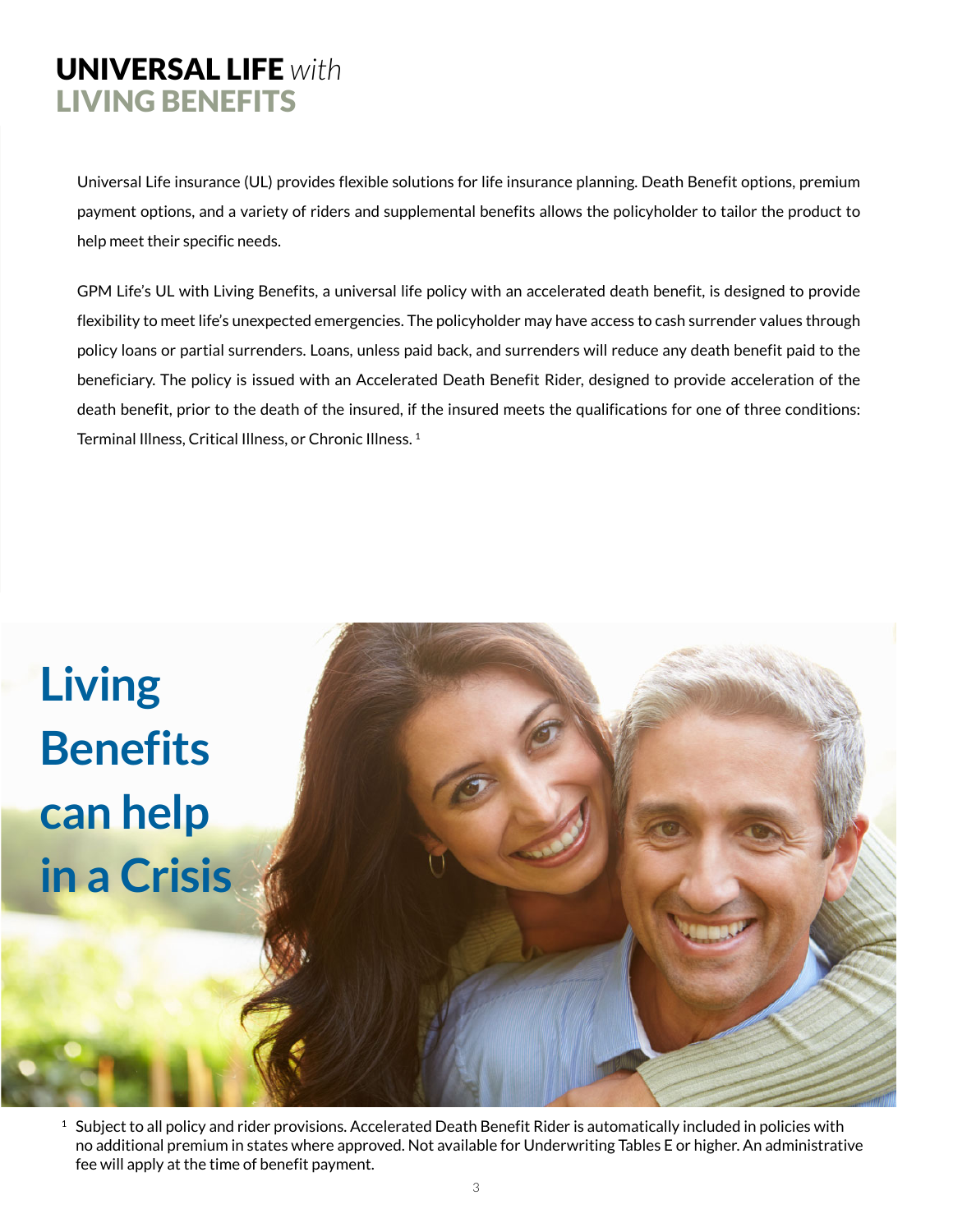# UNIVERSAL LIFE *with* LIVING BENEFITS

Universal Life insurance (UL) provides flexible solutions for life insurance planning. Death Benefit options, premium payment options, and a variety of riders and supplemental benefits allows the policyholder to tailor the product to help meet their specific needs.

GPM Life's UL with Living Benefits, a universal life policy with an accelerated death benefit, is designed to provide flexibility to meet life's unexpected emergencies. The policyholder may have access to cash surrender values through policy loans or partial surrenders. Loans, unless paid back, and surrenders will reduce any death benefit paid to the beneficiary. The policy is issued with an Accelerated Death Benefit Rider, designed to provide acceleration of the death benefit, prior to the death of the insured, if the insured meets the qualifications for one of three conditions: Terminal Illness, Critical Illness, or Chronic Illness. [1]

## Living Benefits can help in a Crisis

[1] Subject to all policy and rider provisions. Accelerated Death Benefit Rider is automatically included in policies with no additional premium in states where approved. Not available for Underwriting Tables E or higher. An administrative fee will apply at the time of benefit payment.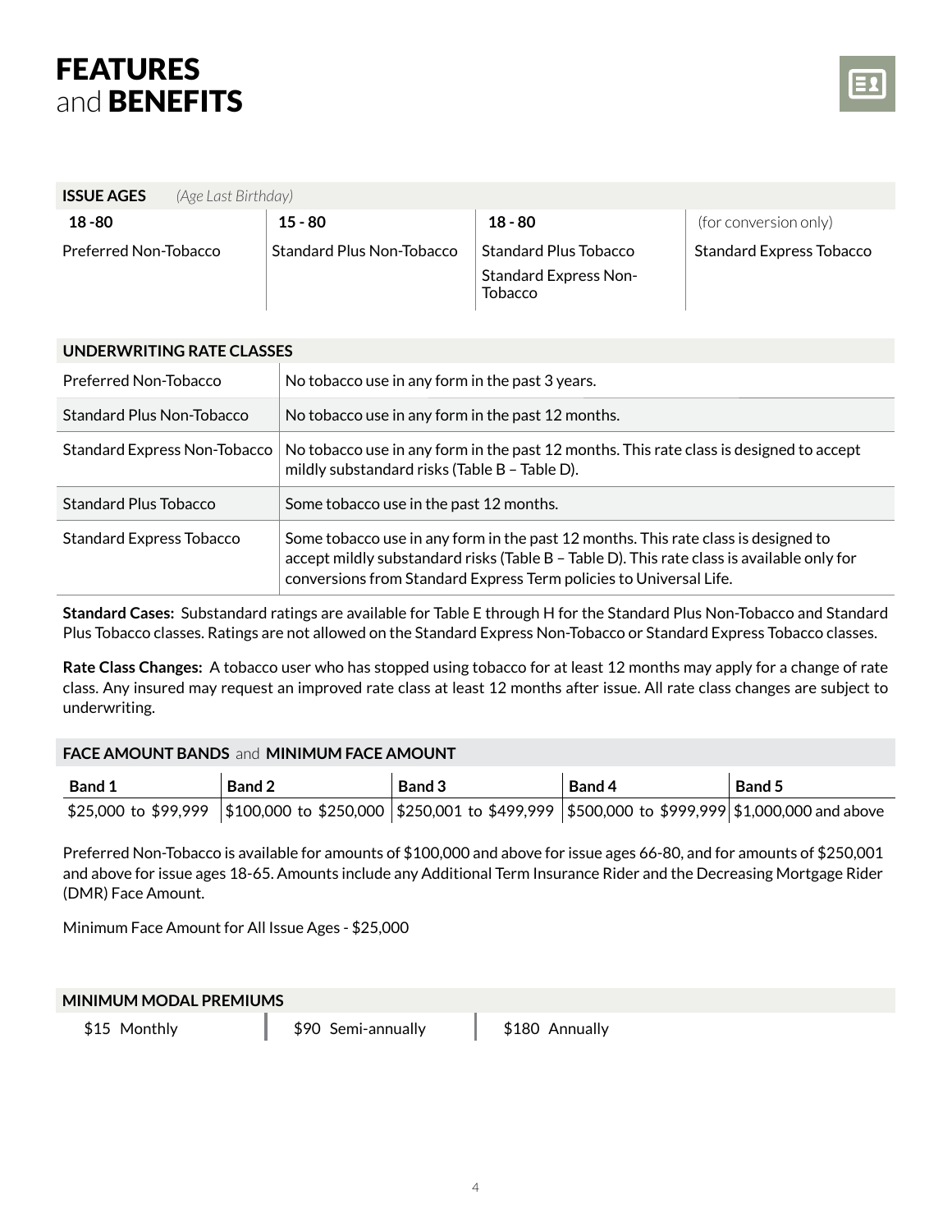# FEATURES and BENEFITS

| **ISSUE AGES** *(Age Last Birthday)* | | | |
|---|---|---|---|
| **18 -80** | **15 - 80** | **18 - 80** | (for conversion only) |
| Preferred Non-Tobacco | Standard Plus Non-Tobacco | Standard Plus Tobacco<br>Standard Express Non-Tobacco | Standard Express Tobacco |

| **UNDERWRITING RATE CLASSES** | |
|---|---|
| Preferred Non-Tobacco | No tobacco use in any form in the past 3 years. |
| Standard Plus Non-Tobacco | No tobacco use in any form in the past 12 months. |
| Standard Express Non-Tobacco | No tobacco use in any form in the past 12 months. This rate class is designed to accept mildly substandard risks (Table B – Table D). |
| Standard Plus Tobacco | Some tobacco use in the past 12 months. |
| Standard Express Tobacco | Some tobacco use in any form in the past 12 months. This rate class is designed to accept mildly substandard risks (Table B – Table D). This rate class is available only for conversions from Standard Express Term policies to Universal Life. |

**Standard Cases:** Substandard ratings are available for Table E through H for the Standard Plus Non-Tobacco and Standard Plus Tobacco classes. Ratings are not allowed on the Standard Express Non-Tobacco or Standard Express Tobacco classes.

**Rate Class Changes:** A tobacco user who has stopped using tobacco for at least 12 months may apply for a change of rate class. Any insured may request an improved rate class at least 12 months after issue. All rate class changes are subject to underwriting.

**FACE AMOUNT BANDS** and **MINIMUM FACE AMOUNT**

| **Band 1** | **Band 2** | **Band 3** | **Band 4** | **Band 5** |
|---|---|---|---|---|
| $25,000 to $99,999 | $100,000 to $250,000 | $250,001 to $499,999 | $500,000 to $999,999 | $1,000,000 and above |

Preferred Non-Tobacco is available for amounts of $100,000 and above for issue ages 66-80, and for amounts of $250,001 and above for issue ages 18-65. Amounts include any Additional Term Insurance Rider and the Decreasing Mortgage Rider (DMR) Face Amount.

Minimum Face Amount for All Issue Ages - $25,000

**MINIMUM MODAL PREMIUMS**

| $15 Monthly | $90 Semi-annually | $180 Annually |
|---|---|---|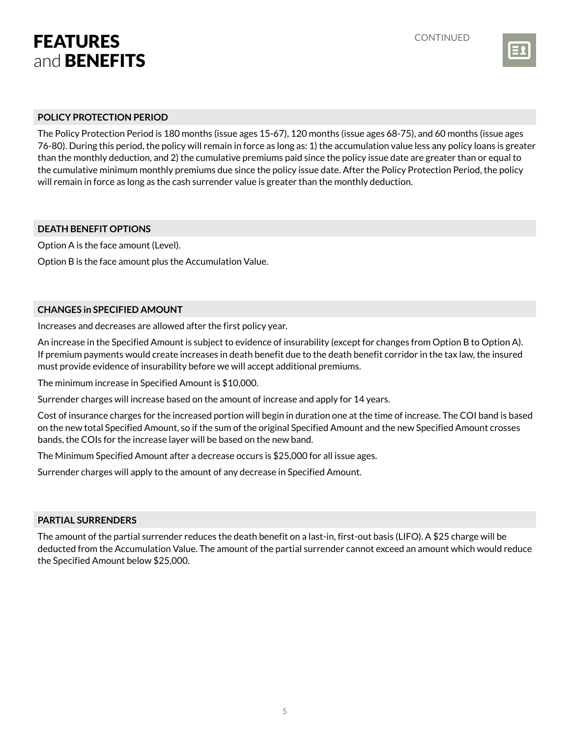# FEATURES and BENEFITS

CONTINUED

## POLICY PROTECTION PERIOD

The Policy Protection Period is 180 months (issue ages 15-67), 120 months (issue ages 68-75), and 60 months (issue ages 76-80). During this period, the policy will remain in force as long as: 1) the accumulation value less any policy loans is greater than the monthly deduction, and 2) the cumulative premiums paid since the policy issue date are greater than or equal to the cumulative minimum monthly premiums due since the policy issue date. After the Policy Protection Period, the policy will remain in force as long as the cash surrender value is greater than the monthly deduction.

## DEATH BENEFIT OPTIONS

Option A is the face amount (Level).

Option B is the face amount plus the Accumulation Value.

## CHANGES in SPECIFIED AMOUNT

Increases and decreases are allowed after the first policy year.

An increase in the Specified Amount is subject to evidence of insurability (except for changes from Option B to Option A). If premium payments would create increases in death benefit due to the death benefit corridor in the tax law, the insured must provide evidence of insurability before we will accept additional premiums.

The minimum increase in Specified Amount is $10,000.

Surrender charges will increase based on the amount of increase and apply for 14 years.

Cost of insurance charges for the increased portion will begin in duration one at the time of increase. The COI band is based on the new total Specified Amount, so if the sum of the original Specified Amount and the new Specified Amount crosses bands, the COIs for the increase layer will be based on the new band.

The Minimum Specified Amount after a decrease occurs is $25,000 for all issue ages.

Surrender charges will apply to the amount of any decrease in Specified Amount.

## PARTIAL SURRENDERS

The amount of the partial surrender reduces the death benefit on a last-in, first-out basis (LIFO). A $25 charge will be deducted from the Accumulation Value. The amount of the partial surrender cannot exceed an amount which would reduce the Specified Amount below $25,000.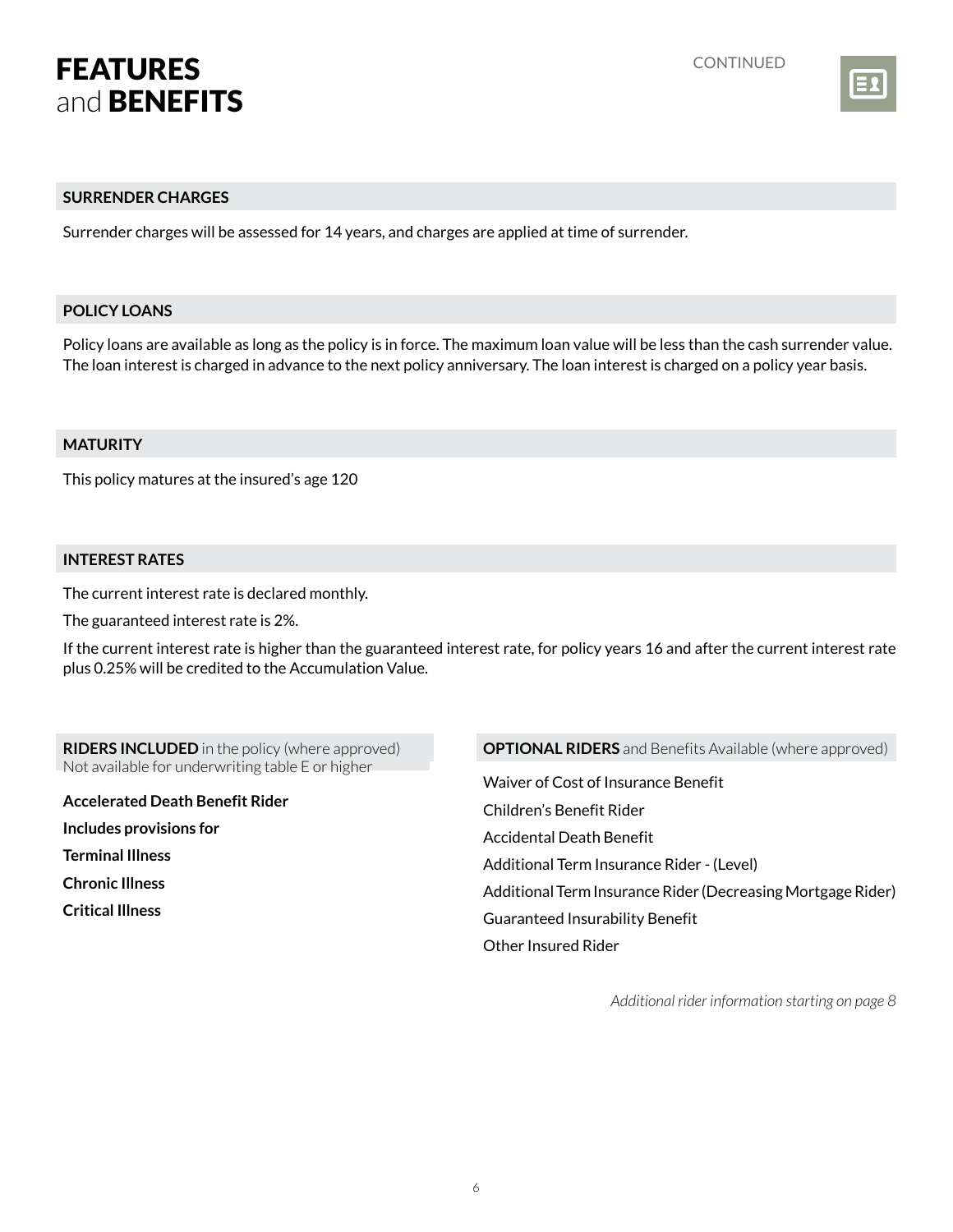# FEATURES and BENEFITS

CONTINUED

## SURRENDER CHARGES

Surrender charges will be assessed for 14 years, and charges are applied at time of surrender.

## POLICY LOANS

Policy loans are available as long as the policy is in force. The maximum loan value will be less than the cash surrender value. The loan interest is charged in advance to the next policy anniversary. The loan interest is charged on a policy year basis.

## MATURITY

This policy matures at the insured's age 120

## INTEREST RATES

The current interest rate is declared monthly.

The guaranteed interest rate is 2%.

If the current interest rate is higher than the guaranteed interest rate, for policy years 16 and after the current interest rate plus 0.25% will be credited to the Accumulation Value.

## RIDERS INCLUDED in the policy (where approved)

Not available for underwriting table E or higher

**Accelerated Death Benefit Rider**

**Includes provisions for**

**Terminal Illness**

**Chronic Illness**

**Critical Illness**

## OPTIONAL RIDERS and Benefits Available (where approved)

Waiver of Cost of Insurance Benefit

Children's Benefit Rider

Accidental Death Benefit

Additional Term Insurance Rider - (Level)

Additional Term Insurance Rider (Decreasing Mortgage Rider)

Guaranteed Insurability Benefit

Other Insured Rider

*Additional rider information starting on page 8*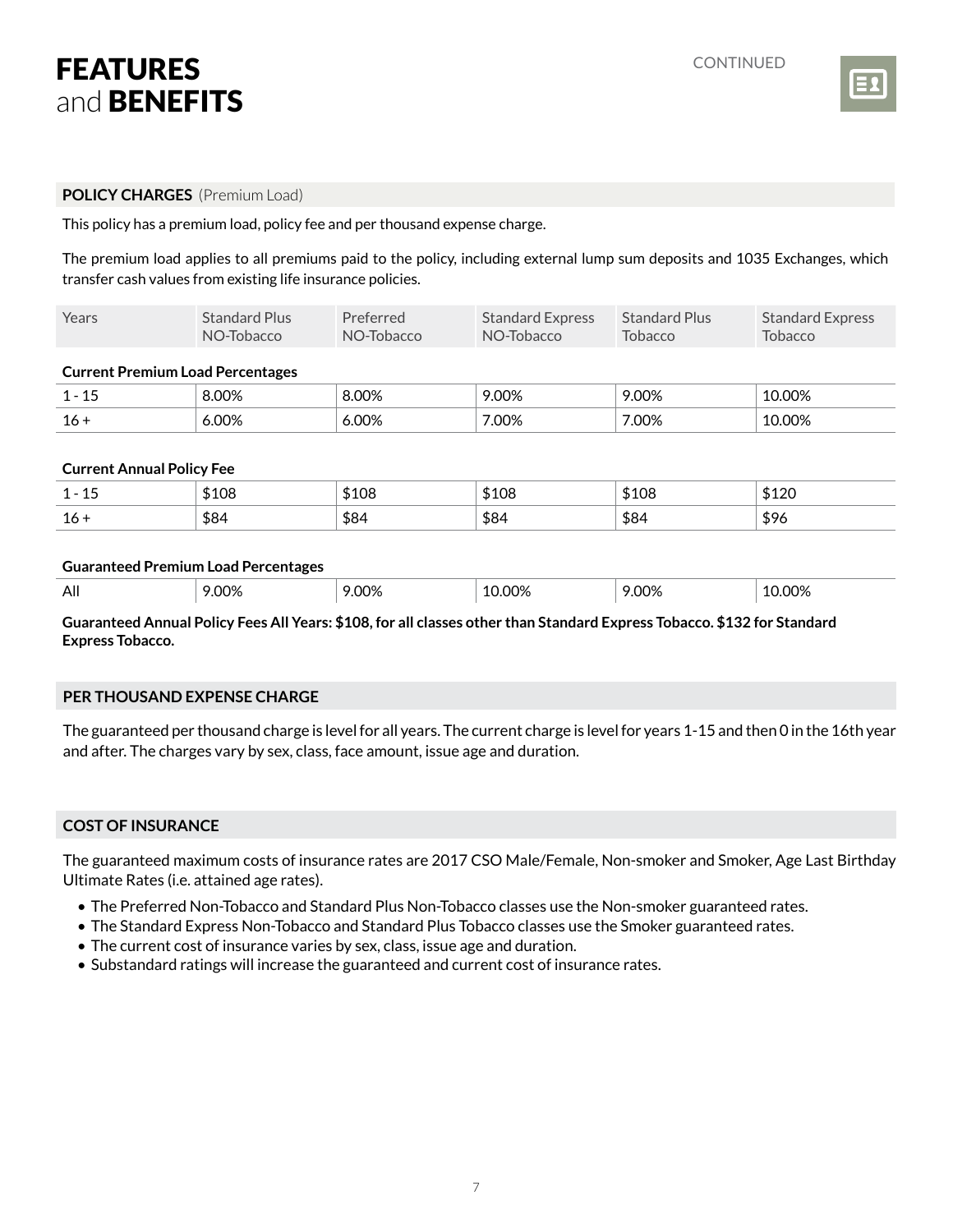# FEATURES and BENEFITS

CONTINUED

## POLICY CHARGES (Premium Load)

This policy has a premium load, policy fee and per thousand expense charge.

The premium load applies to all premiums paid to the policy, including external lump sum deposits and 1035 Exchanges, which transfer cash values from existing life insurance policies.

| Years | Standard Plus NO-Tobacco | Preferred NO-Tobacco | Standard Express NO-Tobacco | Standard Plus Tobacco | Standard Express Tobacco |
|---|---|---|---|---|---|
| **Current Premium Load Percentages** | | | | | |
| 1 - 15 | 8.00% | 8.00% | 9.00% | 9.00% | 10.00% |
| 16 + | 6.00% | 6.00% | 7.00% | 7.00% | 10.00% |
| **Current Annual Policy Fee** | | | | | |
| 1 - 15 | $108 | $108 | $108 | $108 | $120 |
| 16 + | $84 | $84 | $84 | $84 | $96 |
| **Guaranteed Premium Load Percentages** | | | | | |
| All | 9.00% | 9.00% | 10.00% | 9.00% | 10.00% |

**Guaranteed Annual Policy Fees All Years: $108, for all classes other than Standard Express Tobacco. $132 for Standard Express Tobacco.**

## PER THOUSAND EXPENSE CHARGE

The guaranteed per thousand charge is level for all years. The current charge is level for years 1-15 and then 0 in the 16th year and after. The charges vary by sex, class, face amount, issue age and duration.

## COST OF INSURANCE

The guaranteed maximum costs of insurance rates are 2017 CSO Male/Female, Non-smoker and Smoker, Age Last Birthday Ultimate Rates (i.e. attained age rates).

- The Preferred Non-Tobacco and Standard Plus Non-Tobacco classes use the Non-smoker guaranteed rates.
- The Standard Express Non-Tobacco and Standard Plus Tobacco classes use the Smoker guaranteed rates.
- The current cost of insurance varies by sex, class, issue age and duration.
- Substandard ratings will increase the guaranteed and current cost of insurance rates.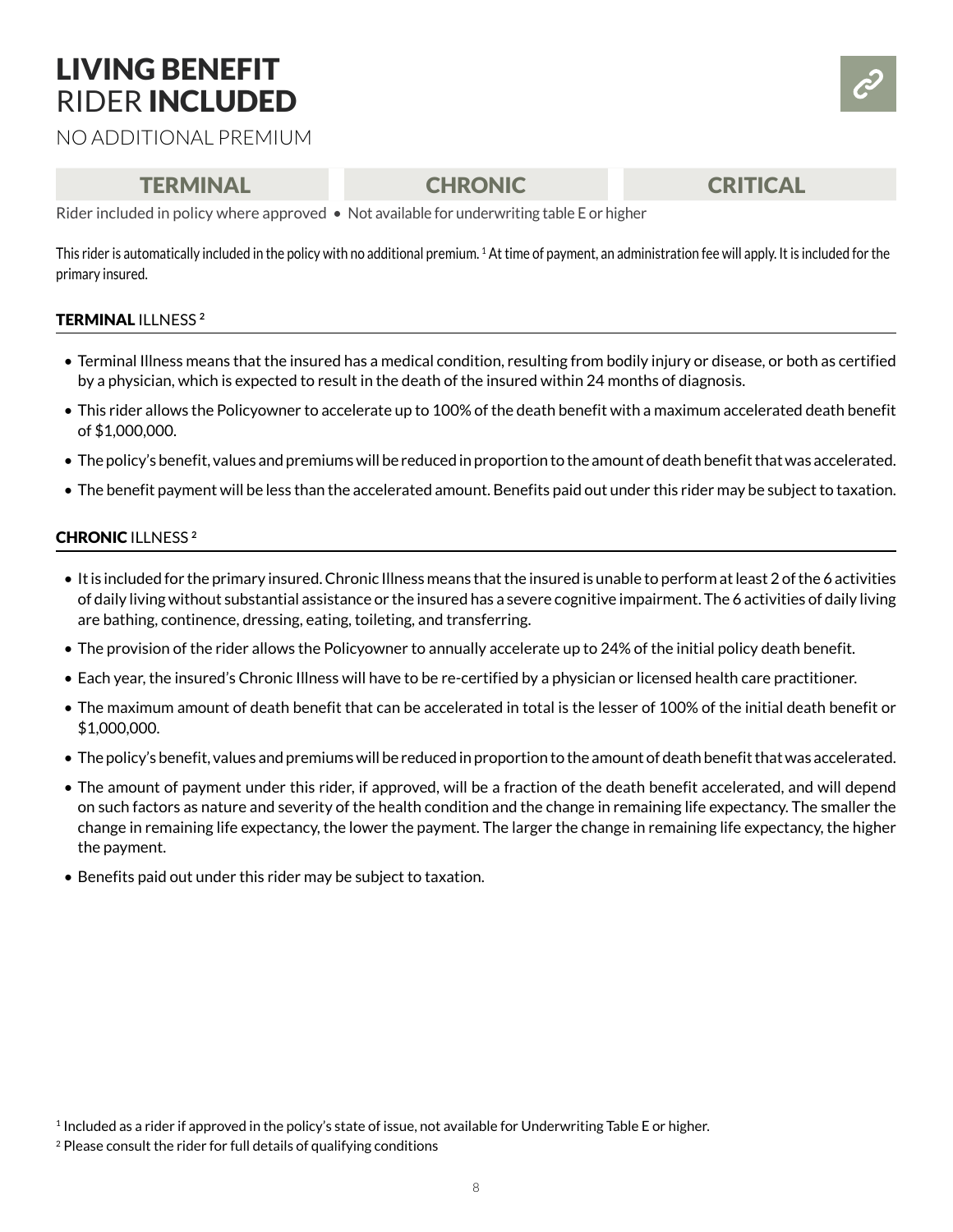# LIVING BENEFIT RIDER INCLUDED

NO ADDITIONAL PREMIUM

| TERMINAL | CHRONIC | CRITICAL |
| --- | --- | --- |

Rider included in policy where approved • Not available for underwriting table E or higher

This rider is automatically included in the policy with no additional premium. [1] At time of payment, an administration fee will apply. It is included for the primary insured.

### TERMINAL ILLNESS [2]

- Terminal Illness means that the insured has a medical condition, resulting from bodily injury or disease, or both as certified by a physician, which is expected to result in the death of the insured within 24 months of diagnosis.
- This rider allows the Policyowner to accelerate up to 100% of the death benefit with a maximum accelerated death benefit of $1,000,000.
- The policy's benefit, values and premiums will be reduced in proportion to the amount of death benefit that was accelerated.
- The benefit payment will be less than the accelerated amount. Benefits paid out under this rider may be subject to taxation.

### CHRONIC ILLNESS [2]

- It is included for the primary insured. Chronic Illness means that the insured is unable to perform at least 2 of the 6 activities of daily living without substantial assistance or the insured has a severe cognitive impairment. The 6 activities of daily living are bathing, continence, dressing, eating, toileting, and transferring.
- The provision of the rider allows the Policyowner to annually accelerate up to 24% of the initial policy death benefit.
- Each year, the insured's Chronic Illness will have to be re-certified by a physician or licensed health care practitioner.
- The maximum amount of death benefit that can be accelerated in total is the lesser of 100% of the initial death benefit or $1,000,000.
- The policy's benefit, values and premiums will be reduced in proportion to the amount of death benefit that was accelerated.
- The amount of payment under this rider, if approved, will be a fraction of the death benefit accelerated, and will depend on such factors as nature and severity of the health condition and the change in remaining life expectancy. The smaller the change in remaining life expectancy, the lower the payment. The larger the change in remaining life expectancy, the higher the payment.
- Benefits paid out under this rider may be subject to taxation.

[1] Included as a rider if approved in the policy's state of issue, not available for Underwriting Table E or higher.

[2] Please consult the rider for full details of qualifying conditions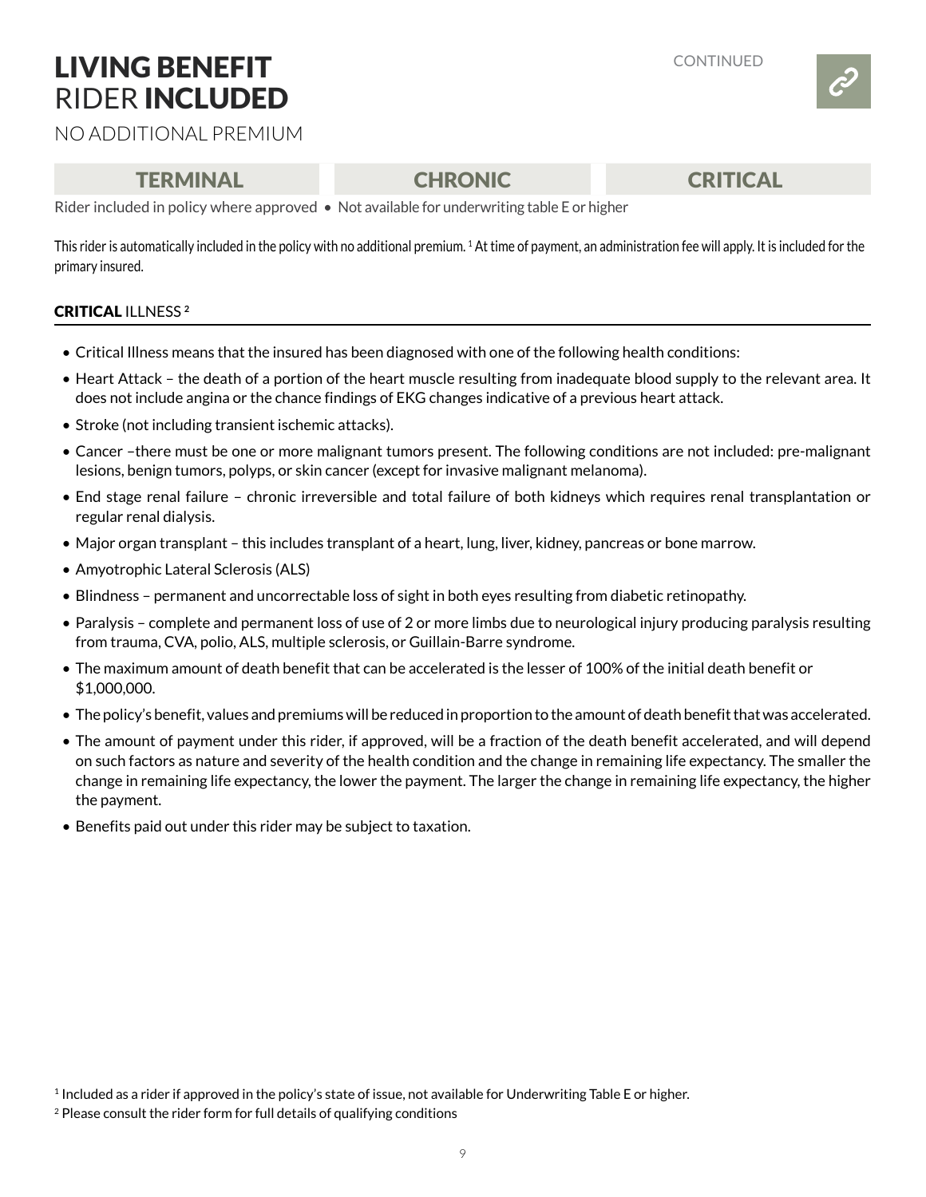# LIVING BENEFIT RIDER INCLUDED

CONTINUED

NO ADDITIONAL PREMIUM

| TERMINAL | CHRONIC | CRITICAL |
|---|---|---|

Rider included in policy where approved • Not available for underwriting table E or higher

This rider is automatically included in the policy with no additional premium. [1] At time of payment, an administration fee will apply. It is included for the primary insured.

## CRITICAL ILLNESS [2]

- Critical Illness means that the insured has been diagnosed with one of the following health conditions:
- Heart Attack – the death of a portion of the heart muscle resulting from inadequate blood supply to the relevant area. It does not include angina or the chance findings of EKG changes indicative of a previous heart attack.
- Stroke (not including transient ischemic attacks).
- Cancer –there must be one or more malignant tumors present. The following conditions are not included: pre-malignant lesions, benign tumors, polyps, or skin cancer (except for invasive malignant melanoma).
- End stage renal failure – chronic irreversible and total failure of both kidneys which requires renal transplantation or regular renal dialysis.
- Major organ transplant – this includes transplant of a heart, lung, liver, kidney, pancreas or bone marrow.
- Amyotrophic Lateral Sclerosis (ALS)
- Blindness – permanent and uncorrectable loss of sight in both eyes resulting from diabetic retinopathy.
- Paralysis – complete and permanent loss of use of 2 or more limbs due to neurological injury producing paralysis resulting from trauma, CVA, polio, ALS, multiple sclerosis, or Guillain-Barre syndrome.
- The maximum amount of death benefit that can be accelerated is the lesser of 100% of the initial death benefit or $1,000,000.
- The policy's benefit, values and premiums will be reduced in proportion to the amount of death benefit that was accelerated.
- The amount of payment under this rider, if approved, will be a fraction of the death benefit accelerated, and will depend on such factors as nature and severity of the health condition and the change in remaining life expectancy. The smaller the change in remaining life expectancy, the lower the payment. The larger the change in remaining life expectancy, the higher the payment.
- Benefits paid out under this rider may be subject to taxation.

[1] Included as a rider if approved in the policy's state of issue, not available for Underwriting Table E or higher.

[2] Please consult the rider form for full details of qualifying conditions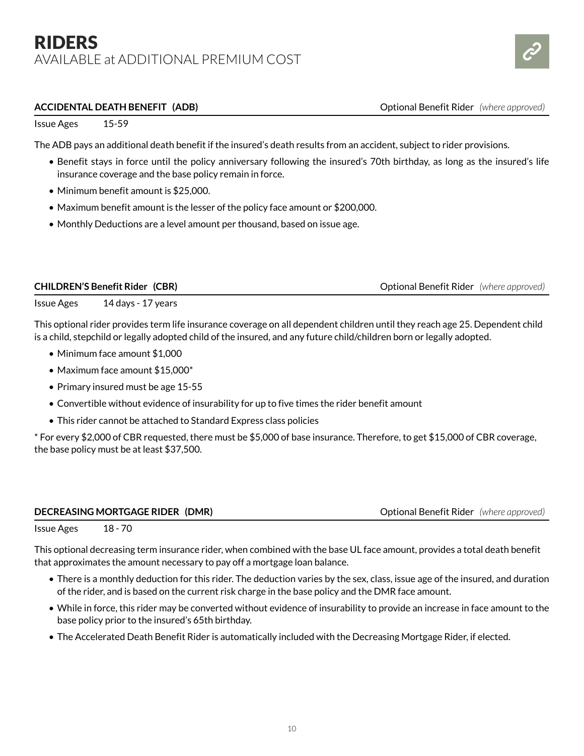# RIDERS
AVAILABLE at ADDITIONAL PREMIUM COST

**ACCIDENTAL DEATH BENEFIT (ADB)** Optional Benefit Rider *(where approved)*

Issue Ages 15-59

The ADB pays an additional death benefit if the insured's death results from an accident, subject to rider provisions.

- Benefit stays in force until the policy anniversary following the insured's 70th birthday, as long as the insured's life insurance coverage and the base policy remain in force.
- Minimum benefit amount is $25,000.
- Maximum benefit amount is the lesser of the policy face amount or $200,000.
- Monthly Deductions are a level amount per thousand, based on issue age.

**CHILDREN'S Benefit Rider (CBR)** Optional Benefit Rider *(where approved)*

Issue Ages 14 days - 17 years

This optional rider provides term life insurance coverage on all dependent children until they reach age 25. Dependent child is a child, stepchild or legally adopted child of the insured, and any future child/children born or legally adopted.

- Minimum face amount $1,000
- Maximum face amount $15,000*
- Primary insured must be age 15-55
- Convertible without evidence of insurability for up to five times the rider benefit amount
- This rider cannot be attached to Standard Express class policies

* For every $2,000 of CBR requested, there must be $5,000 of base insurance. Therefore, to get $15,000 of CBR coverage, the base policy must be at least $37,500.

**DECREASING MORTGAGE RIDER (DMR)** Optional Benefit Rider *(where approved)*

Issue Ages 18 - 70

This optional decreasing term insurance rider, when combined with the base UL face amount, provides a total death benefit that approximates the amount necessary to pay off a mortgage loan balance.

- There is a monthly deduction for this rider. The deduction varies by the sex, class, issue age of the insured, and duration of the rider, and is based on the current risk charge in the base policy and the DMR face amount.
- While in force, this rider may be converted without evidence of insurability to provide an increase in face amount to the base policy prior to the insured's 65th birthday.
- The Accelerated Death Benefit Rider is automatically included with the Decreasing Mortgage Rider, if elected.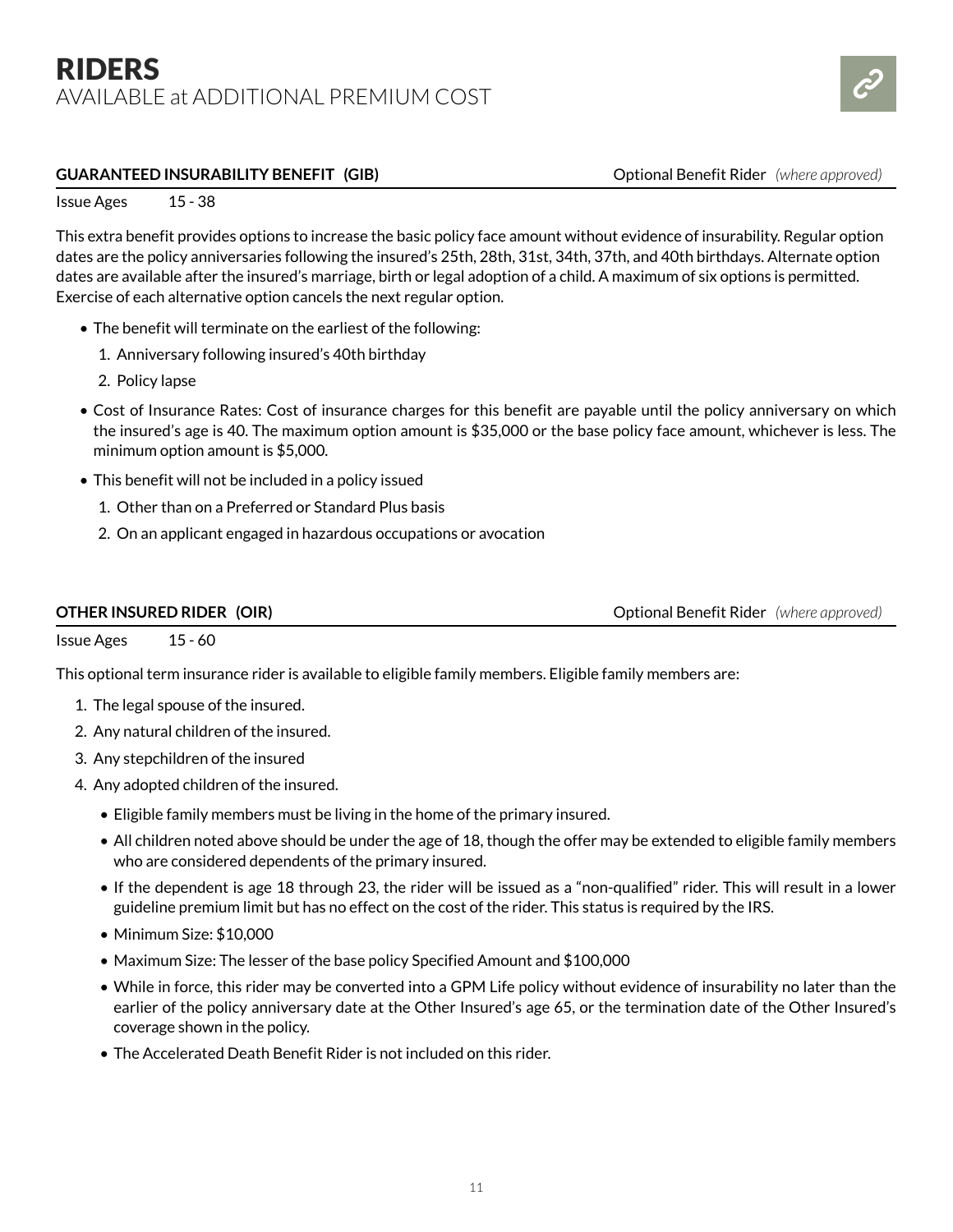# RIDERS

AVAILABLE at ADDITIONAL PREMIUM COST

**GUARANTEED INSURABILITY BENEFIT (GIB)** Optional Benefit Rider *(where approved)*

Issue Ages 15 - 38

This extra benefit provides options to increase the basic policy face amount without evidence of insurability. Regular option dates are the policy anniversaries following the insured's 25th, 28th, 31st, 34th, 37th, and 40th birthdays. Alternate option dates are available after the insured's marriage, birth or legal adoption of a child. A maximum of six options is permitted. Exercise of each alternative option cancels the next regular option.

- The benefit will terminate on the earliest of the following:
  1. Anniversary following insured's 40th birthday
  2. Policy lapse
- Cost of Insurance Rates: Cost of insurance charges for this benefit are payable until the policy anniversary on which the insured's age is 40. The maximum option amount is $35,000 or the base policy face amount, whichever is less. The minimum option amount is $5,000.
- This benefit will not be included in a policy issued
  1. Other than on a Preferred or Standard Plus basis
  2. On an applicant engaged in hazardous occupations or avocation

**OTHER INSURED RIDER (OIR)** Optional Benefit Rider *(where approved)*

Issue Ages 15 - 60

This optional term insurance rider is available to eligible family members. Eligible family members are:

1. The legal spouse of the insured.
2. Any natural children of the insured.
3. Any stepchildren of the insured
4. Any adopted children of the insured.
   - Eligible family members must be living in the home of the primary insured.
   - All children noted above should be under the age of 18, though the offer may be extended to eligible family members who are considered dependents of the primary insured.
   - If the dependent is age 18 through 23, the rider will be issued as a "non-qualified" rider. This will result in a lower guideline premium limit but has no effect on the cost of the rider. This status is required by the IRS.
   - Minimum Size: $10,000
   - Maximum Size: The lesser of the base policy Specified Amount and $100,000
   - While in force, this rider may be converted into a GPM Life policy without evidence of insurability no later than the earlier of the policy anniversary date at the Other Insured's age 65, or the termination date of the Other Insured's coverage shown in the policy.
   - The Accelerated Death Benefit Rider is not included on this rider.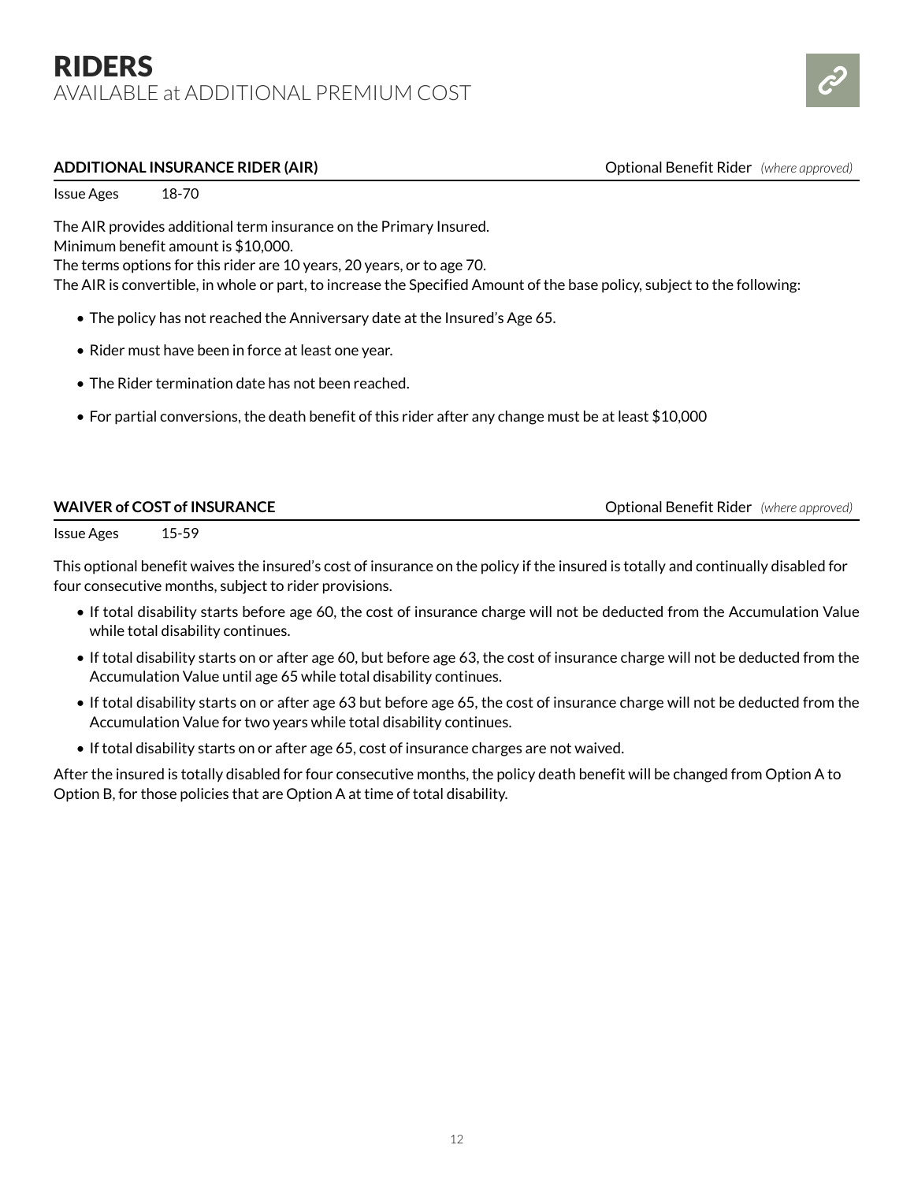# RIDERS
AVAILABLE at ADDITIONAL PREMIUM COST

**ADDITIONAL INSURANCE RIDER (AIR)** — Optional Benefit Rider *(where approved)*

Issue Ages 18-70

The AIR provides additional term insurance on the Primary Insured.
Minimum benefit amount is $10,000.
The terms options for this rider are 10 years, 20 years, or to age 70.
The AIR is convertible, in whole or part, to increase the Specified Amount of the base policy, subject to the following:

- The policy has not reached the Anniversary date at the Insured's Age 65.
- Rider must have been in force at least one year.
- The Rider termination date has not been reached.
- For partial conversions, the death benefit of this rider after any change must be at least $10,000

**WAIVER of COST of INSURANCE** — Optional Benefit Rider *(where approved)*

Issue Ages 15-59

This optional benefit waives the insured's cost of insurance on the policy if the insured is totally and continually disabled for four consecutive months, subject to rider provisions.

- If total disability starts before age 60, the cost of insurance charge will not be deducted from the Accumulation Value while total disability continues.
- If total disability starts on or after age 60, but before age 63, the cost of insurance charge will not be deducted from the Accumulation Value until age 65 while total disability continues.
- If total disability starts on or after age 63 but before age 65, the cost of insurance charge will not be deducted from the Accumulation Value for two years while total disability continues.
- If total disability starts on or after age 65, cost of insurance charges are not waived.

After the insured is totally disabled for four consecutive months, the policy death benefit will be changed from Option A to Option B, for those policies that are Option A at time of total disability.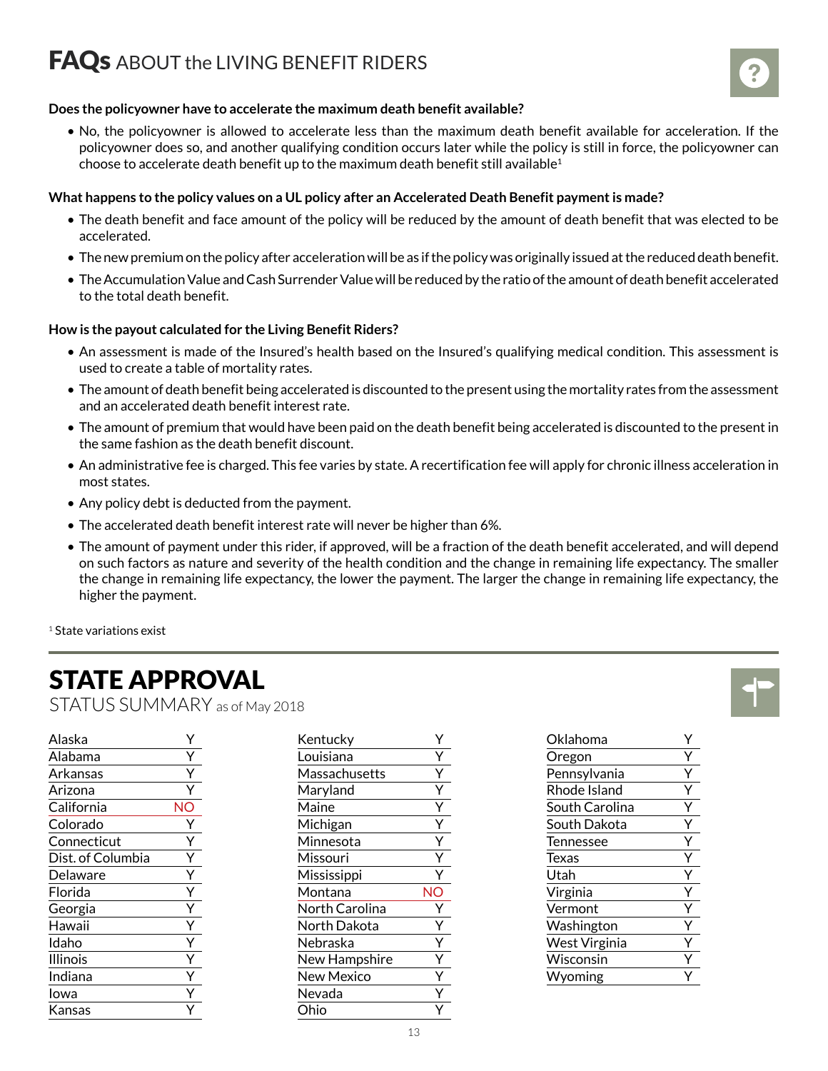# FAQs ABOUT the LIVING BENEFIT RIDERS

**Does the policyowner have to accelerate the maximum death benefit available?**

- No, the policyowner is allowed to accelerate less than the maximum death benefit available for acceleration. If the policyowner does so, and another qualifying condition occurs later while the policy is still in force, the policyowner can choose to accelerate death benefit up to the maximum death benefit still available[1]

**What happens to the policy values on a UL policy after an Accelerated Death Benefit payment is made?**

- The death benefit and face amount of the policy will be reduced by the amount of death benefit that was elected to be accelerated.
- The new premium on the policy after acceleration will be as if the policy was originally issued at the reduced death benefit.
- The Accumulation Value and Cash Surrender Value will be reduced by the ratio of the amount of death benefit accelerated to the total death benefit.

**How is the payout calculated for the Living Benefit Riders?**

- An assessment is made of the Insured's health based on the Insured's qualifying medical condition. This assessment is used to create a table of mortality rates.
- The amount of death benefit being accelerated is discounted to the present using the mortality rates from the assessment and an accelerated death benefit interest rate.
- The amount of premium that would have been paid on the death benefit being accelerated is discounted to the present in the same fashion as the death benefit discount.
- An administrative fee is charged. This fee varies by state. A recertification fee will apply for chronic illness acceleration in most states.
- Any policy debt is deducted from the payment.
- The accelerated death benefit interest rate will never be higher than 6%.
- The amount of payment under this rider, if approved, will be a fraction of the death benefit accelerated, and will depend on such factors as nature and severity of the health condition and the change in remaining life expectancy. The smaller the change in remaining life expectancy, the lower the payment. The larger the change in remaining life expectancy, the higher the payment.

[1] State variations exist

# STATE APPROVAL

STATUS SUMMARY as of May 2018

| State | Status |
|---|---|
| Alaska | Y |
| Alabama | Y |
| Arkansas | Y |
| Arizona | Y |
| California | NO |
| Colorado | Y |
| Connecticut | Y |
| Dist. of Columbia | Y |
| Delaware | Y |
| Florida | Y |
| Georgia | Y |
| Hawaii | Y |
| Idaho | Y |
| Illinois | Y |
| Indiana | Y |
| Iowa | Y |
| Kansas | Y |
| Kentucky | Y |
| Louisiana | Y |
| Massachusetts | Y |
| Maryland | Y |
| Maine | Y |
| Michigan | Y |
| Minnesota | Y |
| Missouri | Y |
| Mississippi | Y |
| Montana | NO |
| North Carolina | Y |
| North Dakota | Y |
| Nebraska | Y |
| New Hampshire | Y |
| New Mexico | Y |
| Nevada | Y |
| Ohio | Y |
| Oklahoma | Y |
| Oregon | Y |
| Pennsylvania | Y |
| Rhode Island | Y |
| South Carolina | Y |
| South Dakota | Y |
| Tennessee | Y |
| Texas | Y |
| Utah | Y |
| Virginia | Y |
| Vermont | Y |
| Washington | Y |
| West Virginia | Y |
| Wisconsin | Y |
| Wyoming | Y |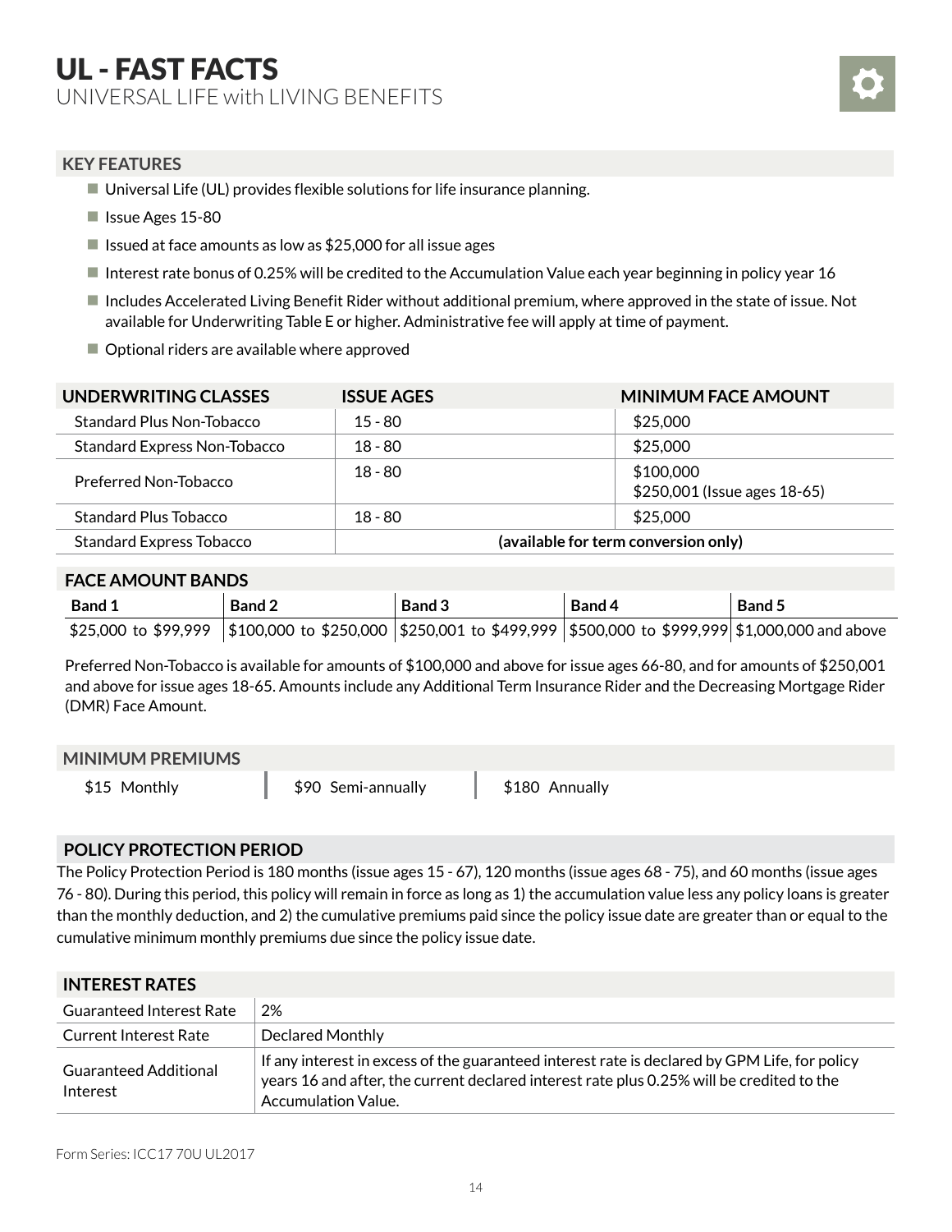# UL - FAST FACTS

UNIVERSAL LIFE with LIVING BENEFITS

## KEY FEATURES

- Universal Life (UL) provides flexible solutions for life insurance planning.
- Issue Ages 15-80
- Issued at face amounts as low as $25,000 for all issue ages
- Interest rate bonus of 0.25% will be credited to the Accumulation Value each year beginning in policy year 16
- Includes Accelerated Living Benefit Rider without additional premium, where approved in the state of issue. Not available for Underwriting Table E or higher. Administrative fee will apply at time of payment.
- Optional riders are available where approved

| UNDERWRITING CLASSES | ISSUE AGES | MINIMUM FACE AMOUNT |
|---|---|---|
| Standard Plus Non-Tobacco | 15 - 80 | $25,000 |
| Standard Express Non-Tobacco | 18 - 80 | $25,000 |
| Preferred Non-Tobacco | 18 - 80 | $100,000<br>$250,001 (Issue ages 18-65) |
| Standard Plus Tobacco | 18 - 80 | $25,000 |
| Standard Express Tobacco | **(available for term conversion only)** | |

## FACE AMOUNT BANDS

| Band 1 | Band 2 | Band 3 | Band 4 | Band 5 |
|---|---|---|---|---|
| $25,000 to $99,999 | $100,000 to $250,000 | $250,001 to $499,999 | $500,000 to $999,999 | $1,000,000 and above |

Preferred Non-Tobacco is available for amounts of $100,000 and above for issue ages 66-80, and for amounts of $250,001 and above for issue ages 18-65. Amounts include any Additional Term Insurance Rider and the Decreasing Mortgage Rider (DMR) Face Amount.

## MINIMUM PREMIUMS

| $15 Monthly | $90 Semi-annually | $180 Annually |
|---|---|---|

## POLICY PROTECTION PERIOD

The Policy Protection Period is 180 months (issue ages 15 - 67), 120 months (issue ages 68 - 75), and 60 months (issue ages 76 - 80). During this period, this policy will remain in force as long as 1) the accumulation value less any policy loans is greater than the monthly deduction, and 2) the cumulative premiums paid since the policy issue date are greater than or equal to the cumulative minimum monthly premiums due since the policy issue date.

## INTEREST RATES

| | |
|---|---|
| Guaranteed Interest Rate | 2% |
| Current Interest Rate | Declared Monthly |
| Guaranteed Additional Interest | If any interest in excess of the guaranteed interest rate is declared by GPM Life, for policy years 16 and after, the current declared interest rate plus 0.25% will be credited to the Accumulation Value. |

Form Series: ICC17 70U UL2017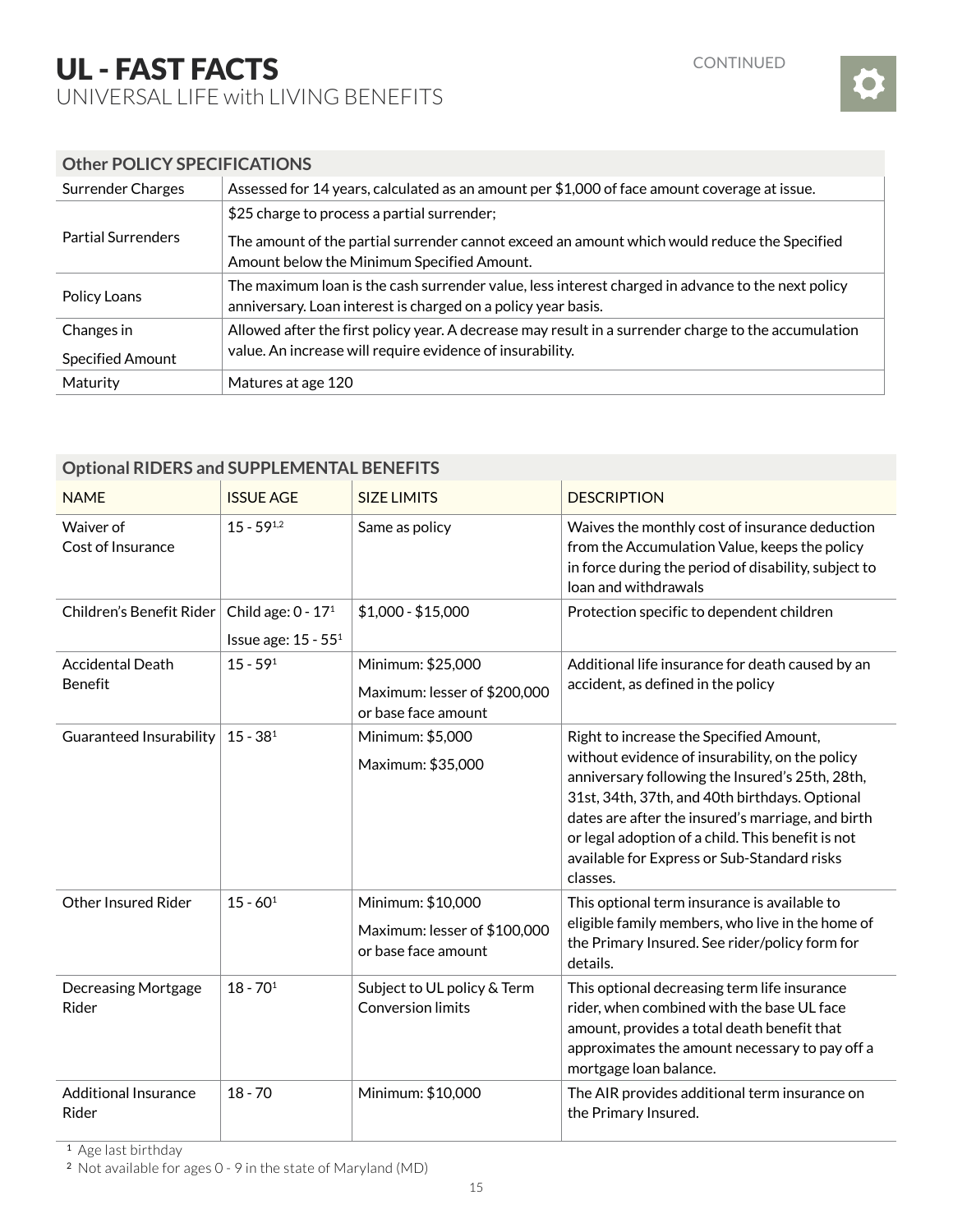# UL - FAST FACTS
## UNIVERSAL LIFE with LIVING BENEFITS

CONTINUED

| Other POLICY SPECIFICATIONS | |
|---|---|
| Surrender Charges | Assessed for 14 years, calculated as an amount per $1,000 of face amount coverage at issue. |
| Partial Surrenders | $25 charge to process a partial surrender; The amount of the partial surrender cannot exceed an amount which would reduce the Specified Amount below the Minimum Specified Amount. |
| Policy Loans | The maximum loan is the cash surrender value, less interest charged in advance to the next policy anniversary. Loan interest is charged on a policy year basis. |
| Changes in Specified Amount | Allowed after the first policy year. A decrease may result in a surrender charge to the accumulation value. An increase will require evidence of insurability. |
| Maturity | Matures at age 120 |

**Optional RIDERS and SUPPLEMENTAL BENEFITS**

| NAME | ISSUE AGE | SIZE LIMITS | DESCRIPTION |
|---|---|---|---|
| Waiver of Cost of Insurance | 15 - 59[1,2] | Same as policy | Waives the monthly cost of insurance deduction from the Accumulation Value, keeps the policy in force during the period of disability, subject to loan and withdrawals |
| Children's Benefit Rider | Child age: 0 - 17[1] Issue age: 15 - 55[1] | $1,000 - $15,000 | Protection specific to dependent children |
| Accidental Death Benefit | 15 - 59[1] | Minimum: $25,000 Maximum: lesser of $200,000 or base face amount | Additional life insurance for death caused by an accident, as defined in the policy |
| Guaranteed Insurability | 15 - 38[1] | Minimum: $5,000 Maximum: $35,000 | Right to increase the Specified Amount, without evidence of insurability, on the policy anniversary following the Insured's 25th, 28th, 31st, 34th, 37th, and 40th birthdays. Optional dates are after the insured's marriage, and birth or legal adoption of a child. This benefit is not available for Express or Sub-Standard risks classes. |
| Other Insured Rider | 15 - 60[1] | Minimum: $10,000 Maximum: lesser of $100,000 or base face amount | This optional term insurance is available to eligible family members, who live in the home of the Primary Insured. See rider/policy form for details. |
| Decreasing Mortgage Rider | 18 - 70[1] | Subject to UL policy & Term Conversion limits | This optional decreasing term life insurance rider, when combined with the base UL face amount, provides a total death benefit that approximates the amount necessary to pay off a mortgage loan balance. |
| Additional Insurance Rider | 18 - 70 | Minimum: $10,000 | The AIR provides additional term insurance on the Primary Insured. |

[1] Age last birthday
[2] Not available for ages 0 - 9 in the state of Maryland (MD)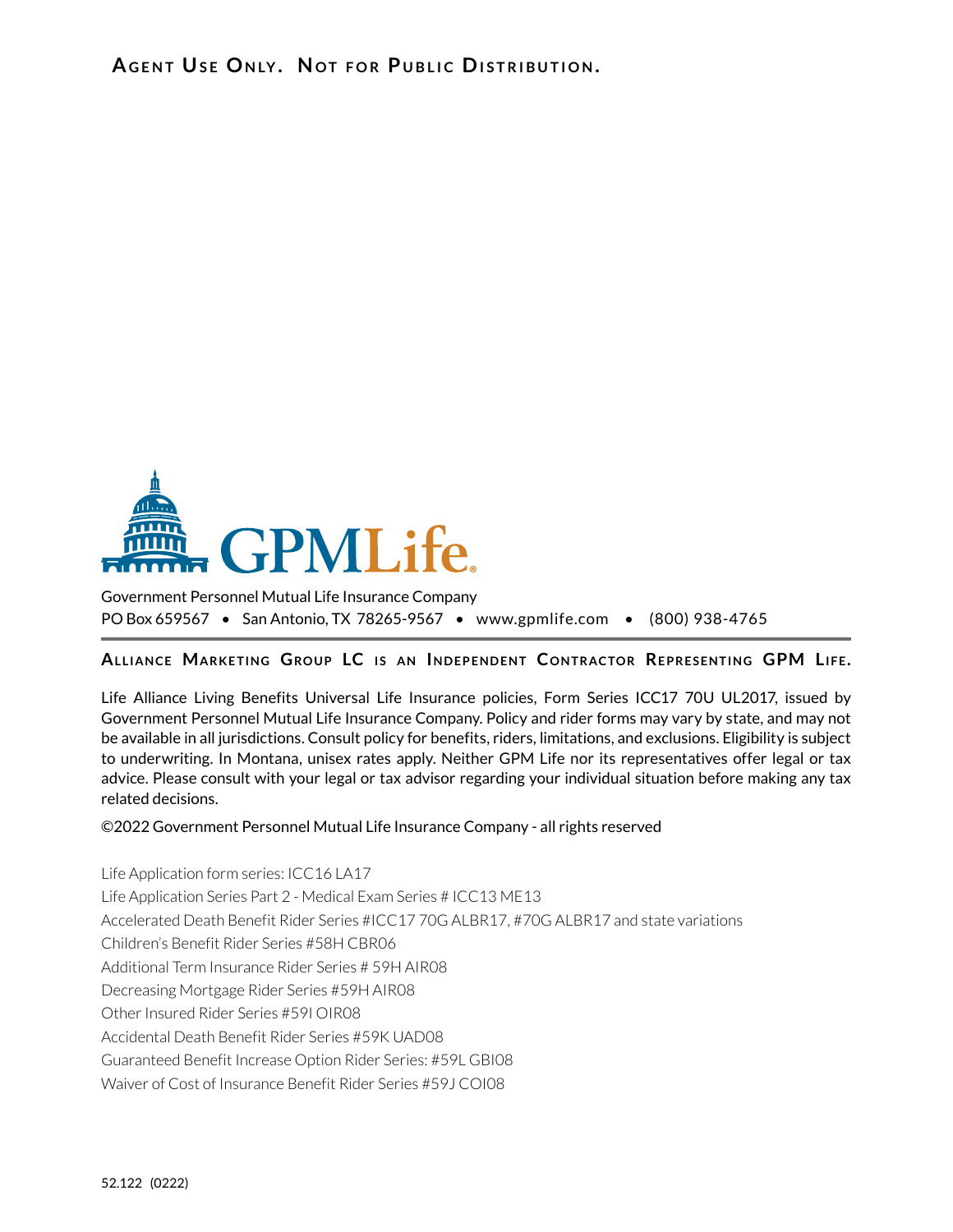**AGENT USE ONLY. NOT FOR PUBLIC DISTRIBUTION.**

GPMLife

Government Personnel Mutual Life Insurance Company
PO Box 659567 • San Antonio, TX 78265-9567 • www.gpmlife.com • (800) 938-4765

**ALLIANCE MARKETING GROUP LC IS AN INDEPENDENT CONTRACTOR REPRESENTING GPM LIFE.**

Life Alliance Living Benefits Universal Life Insurance policies, Form Series ICC17 70U UL2017, issued by Government Personnel Mutual Life Insurance Company. Policy and rider forms may vary by state, and may not be available in all jurisdictions. Consult policy for benefits, riders, limitations, and exclusions. Eligibility is subject to underwriting. In Montana, unisex rates apply. Neither GPM Life nor its representatives offer legal or tax advice. Please consult with your legal or tax advisor regarding your individual situation before making any tax related decisions.

©2022 Government Personnel Mutual Life Insurance Company - all rights reserved

Life Application form series: ICC16 LA17
Life Application Series Part 2 - Medical Exam Series # ICC13 ME13
Accelerated Death Benefit Rider Series #ICC17 70G ALBR17, #70G ALBR17 and state variations
Children's Benefit Rider Series #58H CBR06
Additional Term Insurance Rider Series # 59H AIR08
Decreasing Mortgage Rider Series #59H AIR08
Other Insured Rider Series #59I OIR08
Accidental Death Benefit Rider Series #59K UAD08
Guaranteed Benefit Increase Option Rider Series: #59L GBI08
Waiver of Cost of Insurance Benefit Rider Series #59J COI08

52.122 (0222)